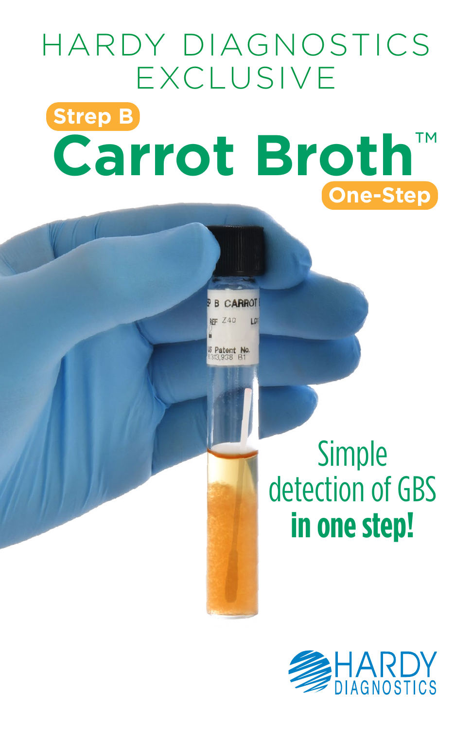# HARDY DIAGNOSTICS EXCLUSIVE

**Strep B**

# Carrot Broth™

**One-Step**

Simple detection of GBS **in one step!**

HARDY DIAGNOSTICS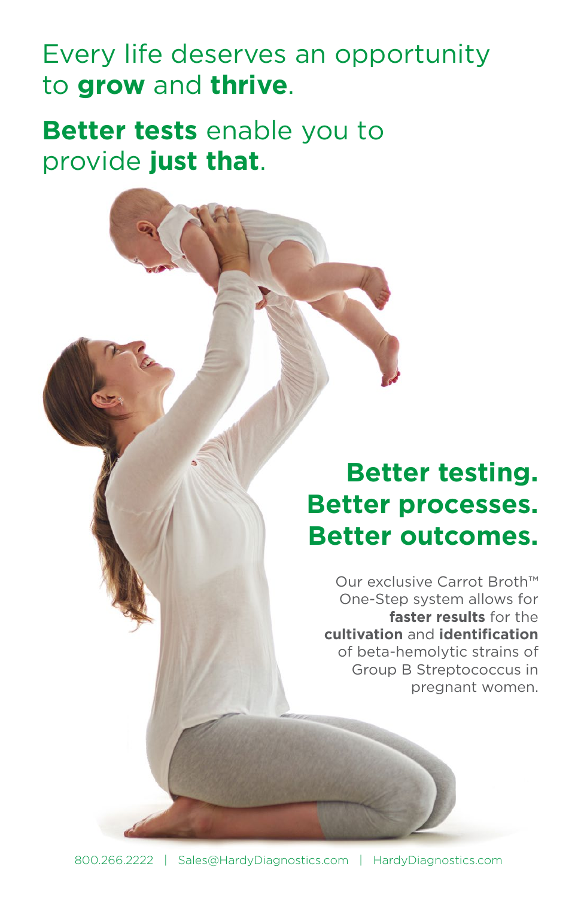Every life deserves an opportunity to **grow** and **thrive**.

**Better tests** enable you to provide **just that**.

## Better testing. Better processes. Better outcomes.

Our exclusive Carrot Broth™ One-Step system allows for **faster results** for the **cultivation** and **identification** of beta-hemolytic strains of Group B Streptococcus in pregnant women.

800.266.2222 | Sales@HardyDiagnostics.com | HardyDiagnostics.com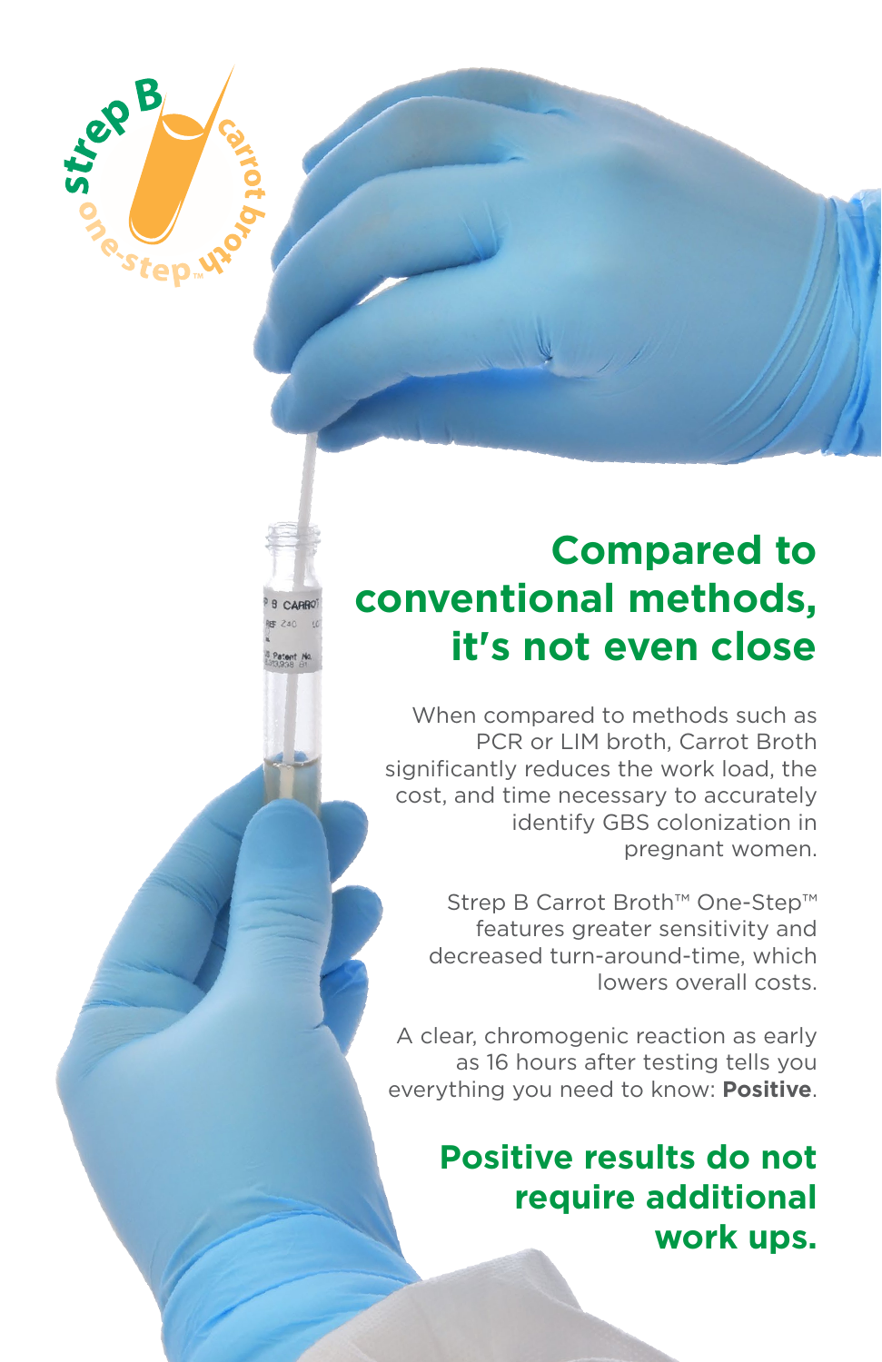# Compared to conventional methods, it's not even close

When compared to methods such as PCR or LIM broth, Carrot Broth significantly reduces the work load, the cost, and time necessary to accurately identify GBS colonization in pregnant women.

Strep B Carrot Broth™ One-Step™ features greater sensitivity and decreased turn-around-time, which lowers overall costs.

A clear, chromogenic reaction as early as 16 hours after testing tells you everything you need to know: **Positive**.

## Positive results do not require additional work ups.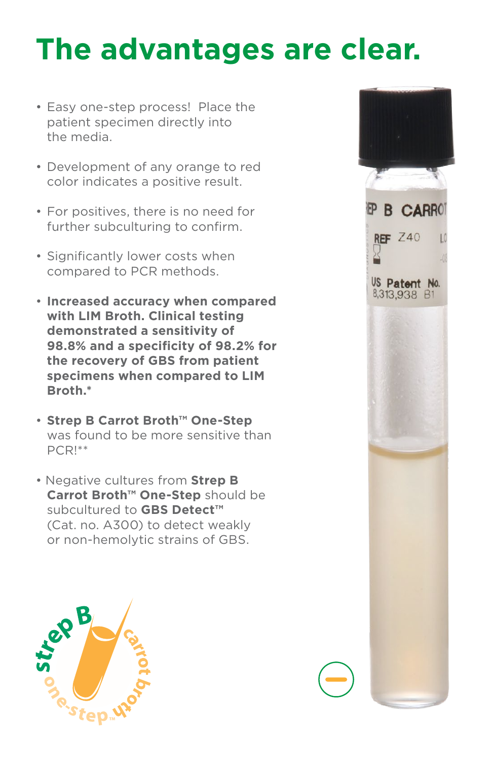# The advantages are clear.

- Easy one-step process! Place the patient specimen directly into the media.
- Development of any orange to red color indicates a positive result.
- For positives, there is no need for further subculturing to confirm.
- Significantly lower costs when compared to PCR methods.
- **Increased accuracy when compared with LIM Broth. Clinical testing demonstrated a sensitivity of 98.8% and a specificity of 98.2% for the recovery of GBS from patient specimens when compared to LIM Broth.***
- **Strep B Carrot Broth™ One-Step** was found to be more sensitive than PCR!**
- Negative cultures from **Strep B Carrot Broth™ One-Step** should be subcultured to **GBS Detect™** (Cat. no. A300) to detect weakly or non-hemolytic strains of GBS.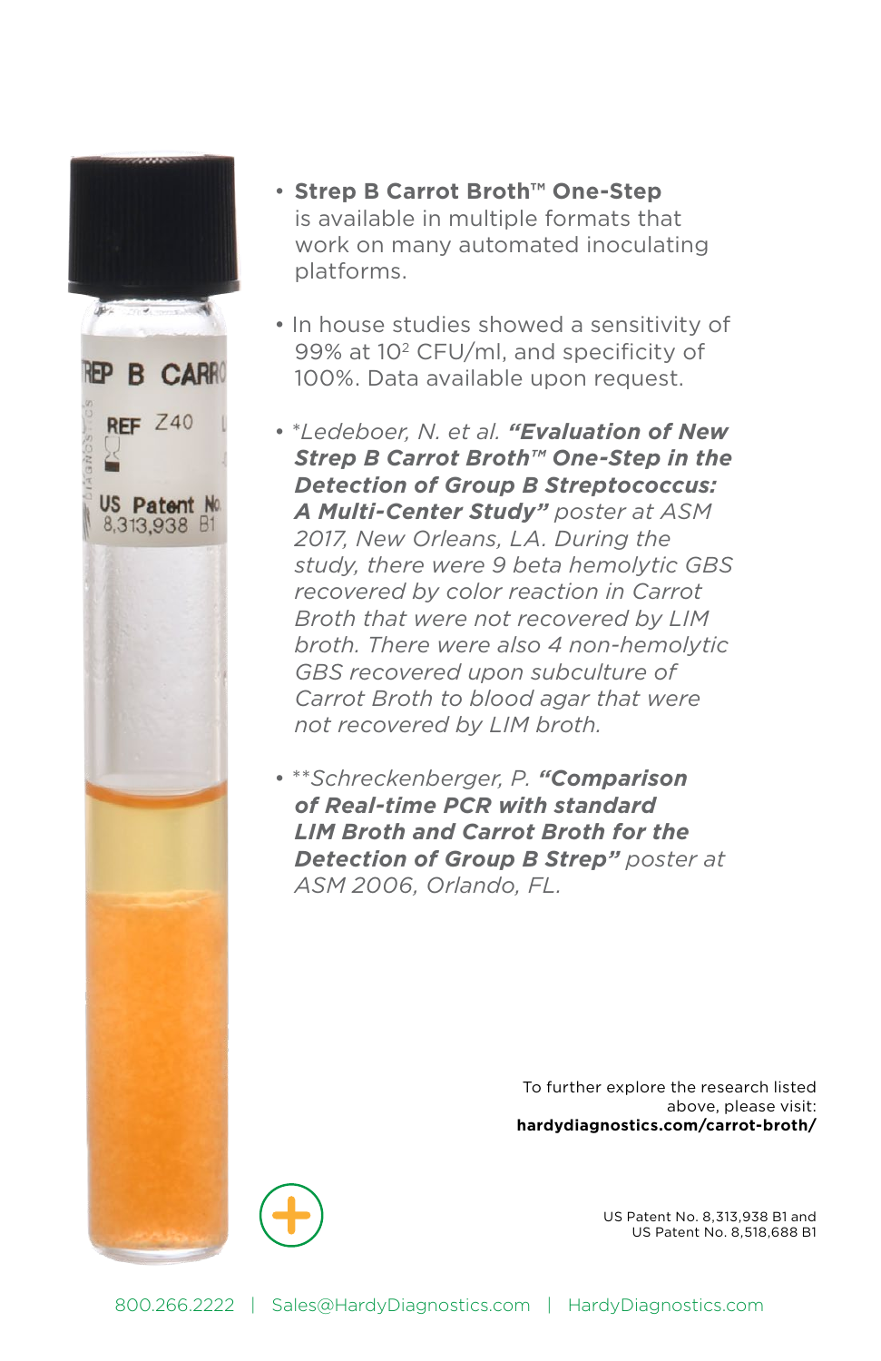- **Strep B Carrot Broth™ One-Step** is available in multiple formats that work on many automated inoculating platforms.

- In house studies showed a sensitivity of 99% at $10^2$ CFU/ml, and specificity of 100%. Data available upon request.

- *\*Ledeboer, N. et al. **"Evaluation of New Strep B Carrot Broth™ One-Step in the Detection of Group B Streptococcus: A Multi-Center Study"** poster at ASM 2017, New Orleans, LA. During the study, there were 9 beta hemolytic GBS recovered by color reaction in Carrot Broth that were not recovered by LIM broth. There were also 4 non-hemolytic GBS recovered upon subculture of Carrot Broth to blood agar that were not recovered by LIM broth.*

- *\*\*Schreckenberger, P. **"Comparison of Real-time PCR with standard LIM Broth and Carrot Broth for the Detection of Group B Strep"** poster at ASM 2006, Orlando, FL.*

To further explore the research listed above, please visit:
**hardydiagnostics.com/carrot-broth/**

US Patent No. 8,313,938 B1 and
US Patent No. 8,518,688 B1

800.266.2222 | Sales@HardyDiagnostics.com | HardyDiagnostics.com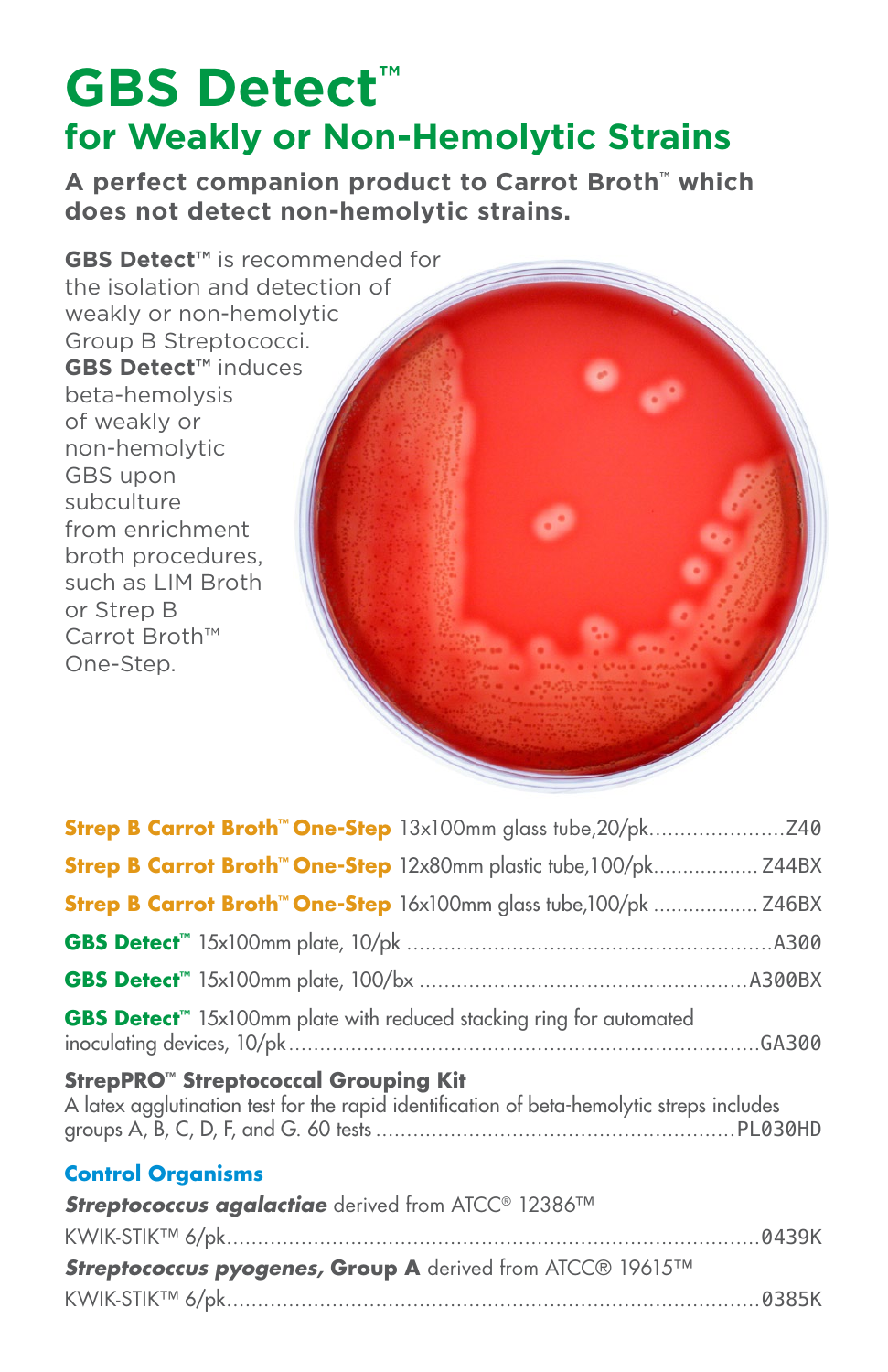# GBS Detect™

## for Weakly or Non-Hemolytic Strains

**A perfect companion product to Carrot Broth™ which does not detect non-hemolytic strains.**

**GBS Detect™** is recommended for the isolation and detection of weakly or non-hemolytic Group B Streptococci. **GBS Detect™** induces beta-hemolysis of weakly or non-hemolytic GBS upon subculture from enrichment broth procedures, such as LIM Broth or Strep B Carrot Broth™ One-Step.

**Strep B Carrot Broth™ One-Step** 13x100mm glass tube,20/pk......................Z40

**Strep B Carrot Broth™ One-Step** 12x80mm plastic tube,100/pk.................. Z44BX

**Strep B Carrot Broth™ One-Step** 16x100mm glass tube,100/pk .................. Z46BX

**GBS Detect™** 15x100mm plate, 10/pk ............................................................A300

**GBS Detect™** 15x100mm plate, 100/bx .....................................................A300BX

**GBS Detect™** 15x100mm plate with reduced stacking ring for automated inoculating devices, 10/pk..........................................................................GA300

**StrepPRO™ Streptococcal Grouping Kit**
A latex agglutination test for the rapid identification of beta-hemolytic streps includes groups A, B, C, D, F, and G. 60 tests ..........................................................PL030HD

### Control Organisms

***Streptococcus agalactiae*** derived from ATCC® 12386™
KWIK-STIK™ 6/pk.......................................................................................0439K

***Streptococcus pyogenes*, Group A** derived from ATCC® 19615™
KWIK-STIK™ 6/pk.......................................................................................0385K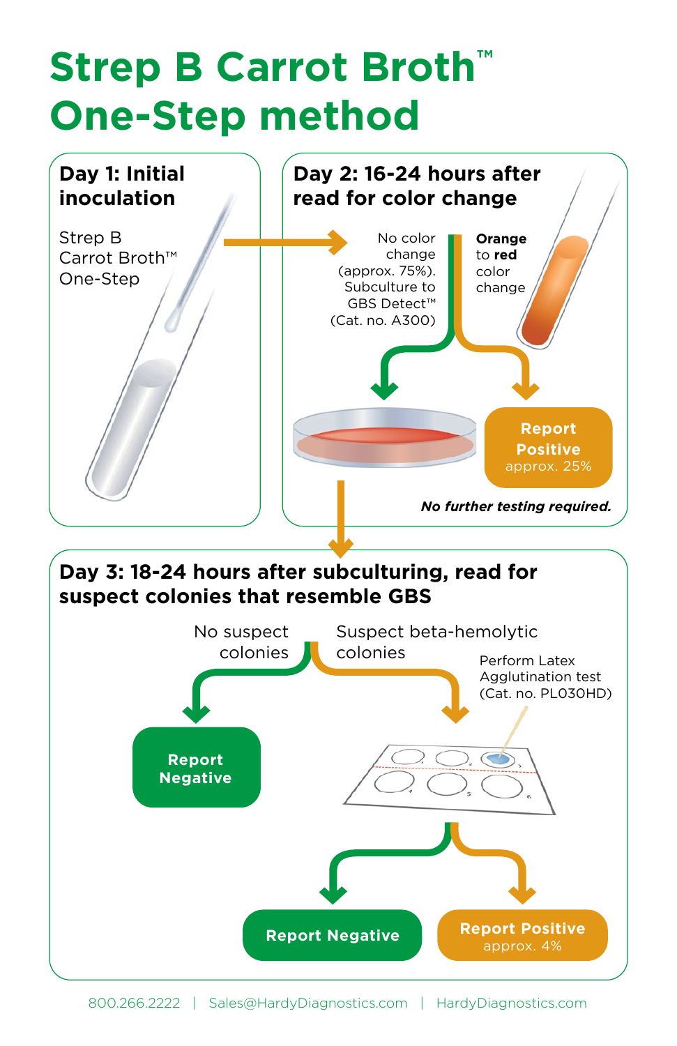# Strep B Carrot Broth™ One-Step method

## Day 1: Initial inoculation

Strep B Carrot Broth™ One-Step

## Day 2: 16-24 hours after read for color change

No color change (approx. 75%). Subculture to GBS Detect™ (Cat. no. A300)

**Orange** to **red** color change

**Report Positive** approx. 25%

***No further testing required.***

## Day 3: 18-24 hours after subculturing, read for suspect colonies that resemble GBS

No suspect colonies

**Report Negative**

Suspect beta-hemolytic colonies

Perform Latex Agglutination test (Cat. no. PL030HD)

**Report Negative**

**Report Positive** approx. 4%

800.266.2222 | Sales@HardyDiagnostics.com | HardyDiagnostics.com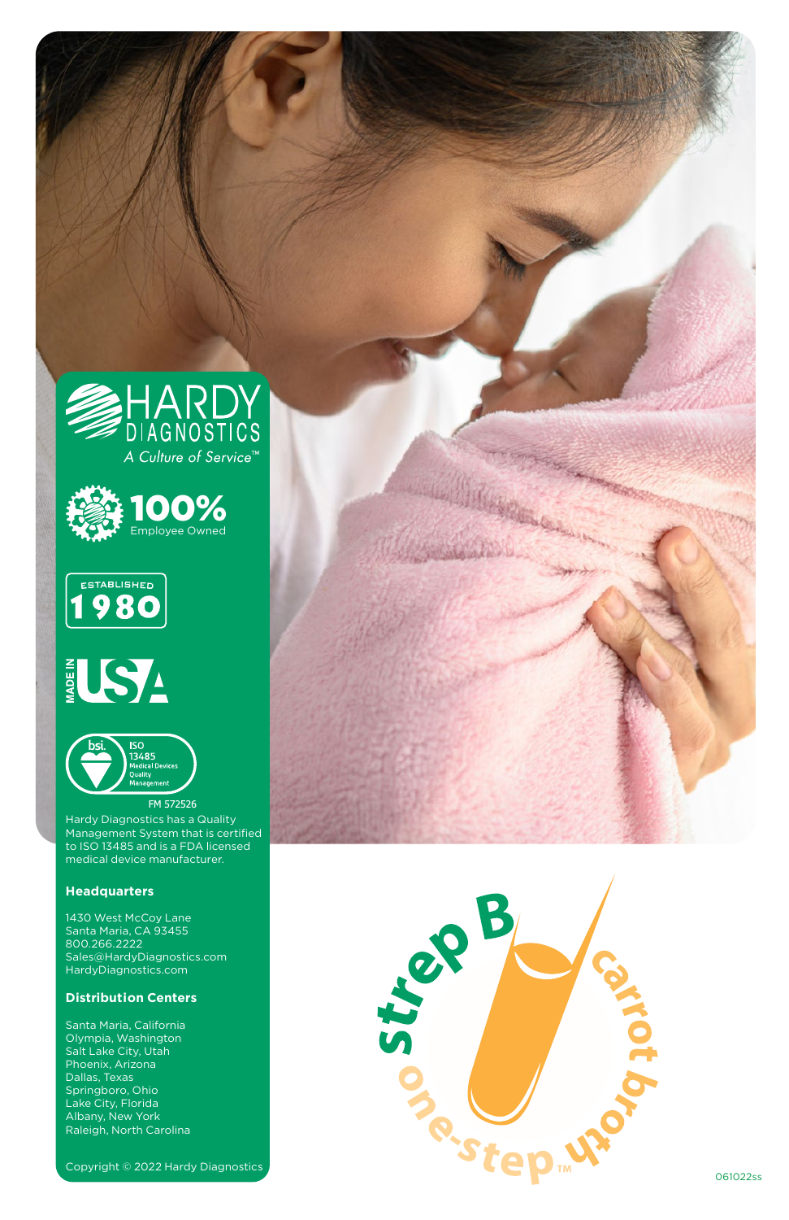HARDY DIAGNOSTICS

*A Culture of Service™*

**100%** Employee Owned

ESTABLISHED 1980

MADE IN USA

bsi. ISO 13485 Medical Devices Quality Management

FM 572526

Hardy Diagnostics has a Quality Management System that is certified to ISO 13485 and is a FDA licensed medical device manufacturer.

### Headquarters

1430 West McCoy Lane
Santa Maria, CA 93455
800.266.2222
Sales@HardyDiagnostics.com
HardyDiagnostics.com

### Distribution Centers

Santa Maria, California
Olympia, Washington
Salt Lake City, Utah
Phoenix, Arizona
Dallas, Texas
Springboro, Ohio
Lake City, Florida
Albany, New York
Raleigh, North Carolina

Copyright © 2022 Hardy Diagnostics

strep B carrot broth one-step™

061022ss